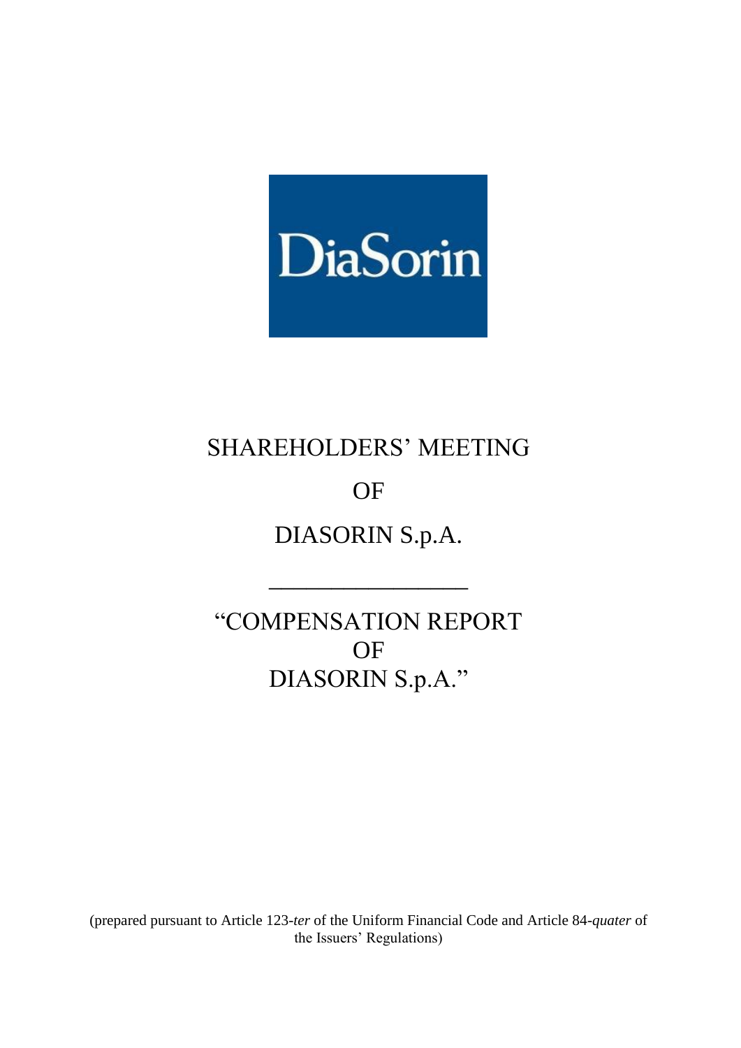DiaSorin

# SHAREHOLDERS' MEETING

# OF

# DIASORIN S.p.A.

---

# "COMPENSATION REPORT OF DIASORIN S.p.A."

(prepared pursuant to Article 123-*ter* of the Uniform Financial Code and Article 84-*quater* of the Issuers' Regulations)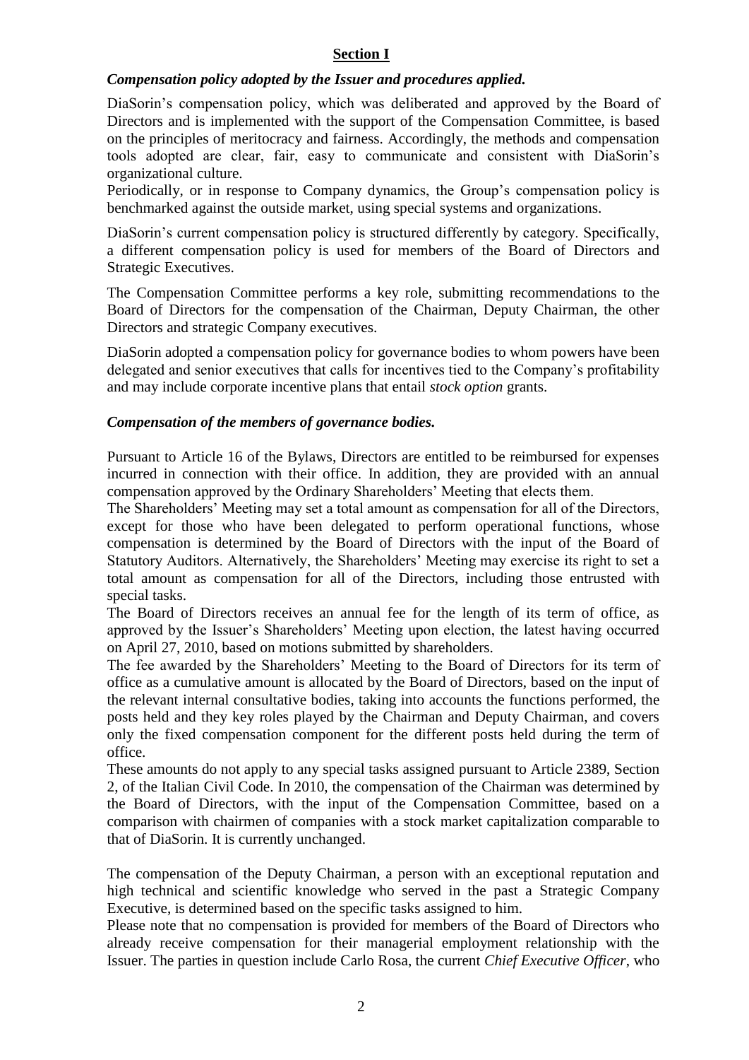## Section I

### *Compensation policy adopted by the Issuer and procedures applied.*

DiaSorin's compensation policy, which was deliberated and approved by the Board of Directors and is implemented with the support of the Compensation Committee, is based on the principles of meritocracy and fairness. Accordingly, the methods and compensation tools adopted are clear, fair, easy to communicate and consistent with DiaSorin's organizational culture.

Periodically, or in response to Company dynamics, the Group's compensation policy is benchmarked against the outside market, using special systems and organizations.

DiaSorin's current compensation policy is structured differently by category. Specifically, a different compensation policy is used for members of the Board of Directors and Strategic Executives.

The Compensation Committee performs a key role, submitting recommendations to the Board of Directors for the compensation of the Chairman, Deputy Chairman, the other Directors and strategic Company executives.

DiaSorin adopted a compensation policy for governance bodies to whom powers have been delegated and senior executives that calls for incentives tied to the Company's profitability and may include corporate incentive plans that entail *stock option* grants.

### *Compensation of the members of governance bodies.*

Pursuant to Article 16 of the Bylaws, Directors are entitled to be reimbursed for expenses incurred in connection with their office. In addition, they are provided with an annual compensation approved by the Ordinary Shareholders' Meeting that elects them.

The Shareholders' Meeting may set a total amount as compensation for all of the Directors, except for those who have been delegated to perform operational functions, whose compensation is determined by the Board of Directors with the input of the Board of Statutory Auditors. Alternatively, the Shareholders' Meeting may exercise its right to set a total amount as compensation for all of the Directors, including those entrusted with special tasks.

The Board of Directors receives an annual fee for the length of its term of office, as approved by the Issuer's Shareholders' Meeting upon election, the latest having occurred on April 27, 2010, based on motions submitted by shareholders.

The fee awarded by the Shareholders' Meeting to the Board of Directors for its term of office as a cumulative amount is allocated by the Board of Directors, based on the input of the relevant internal consultative bodies, taking into accounts the functions performed, the posts held and they key roles played by the Chairman and Deputy Chairman, and covers only the fixed compensation component for the different posts held during the term of office.

These amounts do not apply to any special tasks assigned pursuant to Article 2389, Section 2, of the Italian Civil Code. In 2010, the compensation of the Chairman was determined by the Board of Directors, with the input of the Compensation Committee, based on a comparison with chairmen of companies with a stock market capitalization comparable to that of DiaSorin. It is currently unchanged.

The compensation of the Deputy Chairman, a person with an exceptional reputation and high technical and scientific knowledge who served in the past a Strategic Company Executive, is determined based on the specific tasks assigned to him.

Please note that no compensation is provided for members of the Board of Directors who already receive compensation for their managerial employment relationship with the Issuer. The parties in question include Carlo Rosa, the current *Chief Executive Officer*, who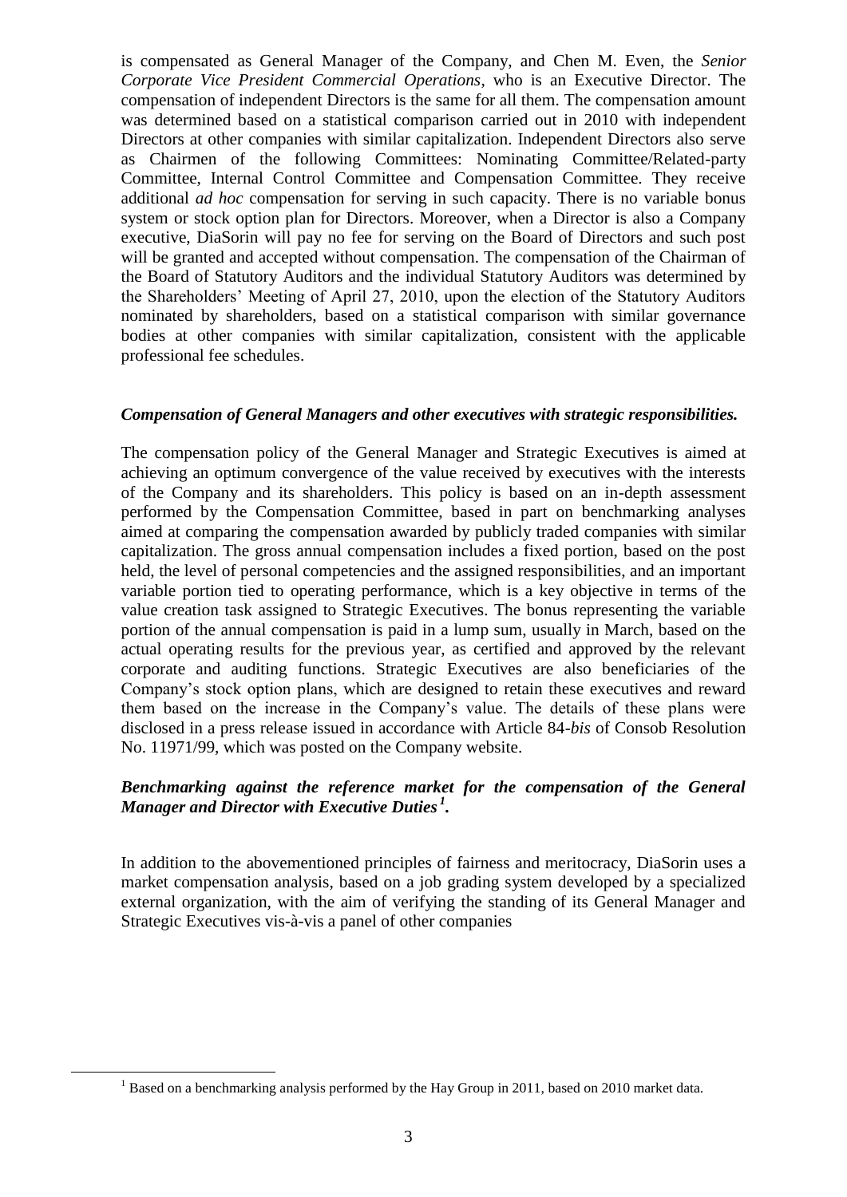is compensated as General Manager of the Company, and Chen M. Even, the *Senior Corporate Vice President Commercial Operations*, who is an Executive Director. The compensation of independent Directors is the same for all them. The compensation amount was determined based on a statistical comparison carried out in 2010 with independent Directors at other companies with similar capitalization. Independent Directors also serve as Chairmen of the following Committees: Nominating Committee/Related-party Committee, Internal Control Committee and Compensation Committee. They receive additional *ad hoc* compensation for serving in such capacity. There is no variable bonus system or stock option plan for Directors. Moreover, when a Director is also a Company executive, DiaSorin will pay no fee for serving on the Board of Directors and such post will be granted and accepted without compensation. The compensation of the Chairman of the Board of Statutory Auditors and the individual Statutory Auditors was determined by the Shareholders' Meeting of April 27, 2010, upon the election of the Statutory Auditors nominated by shareholders, based on a statistical comparison with similar governance bodies at other companies with similar capitalization, consistent with the applicable professional fee schedules.

***Compensation of General Managers and other executives with strategic responsibilities.***

The compensation policy of the General Manager and Strategic Executives is aimed at achieving an optimum convergence of the value received by executives with the interests of the Company and its shareholders. This policy is based on an in-depth assessment performed by the Compensation Committee, based in part on benchmarking analyses aimed at comparing the compensation awarded by publicly traded companies with similar capitalization. The gross annual compensation includes a fixed portion, based on the post held, the level of personal competencies and the assigned responsibilities, and an important variable portion tied to operating performance, which is a key objective in terms of the value creation task assigned to Strategic Executives. The bonus representing the variable portion of the annual compensation is paid in a lump sum, usually in March, based on the actual operating results for the previous year, as certified and approved by the relevant corporate and auditing functions. Strategic Executives are also beneficiaries of the Company's stock option plans, which are designed to retain these executives and reward them based on the increase in the Company's value. The details of these plans were disclosed in a press release issued in accordance with Article 84-*bis* of Consob Resolution No. 11971/99, which was posted on the Company website.

***Benchmarking against the reference market for the compensation of the General Manager and Director with Executive Duties[1].***

In addition to the abovementioned principles of fairness and meritocracy, DiaSorin uses a market compensation analysis, based on a job grading system developed by a specialized external organization, with the aim of verifying the standing of its General Manager and Strategic Executives vis-à-vis a panel of other companies

[1] Based on a benchmarking analysis performed by the Hay Group in 2011, based on 2010 market data.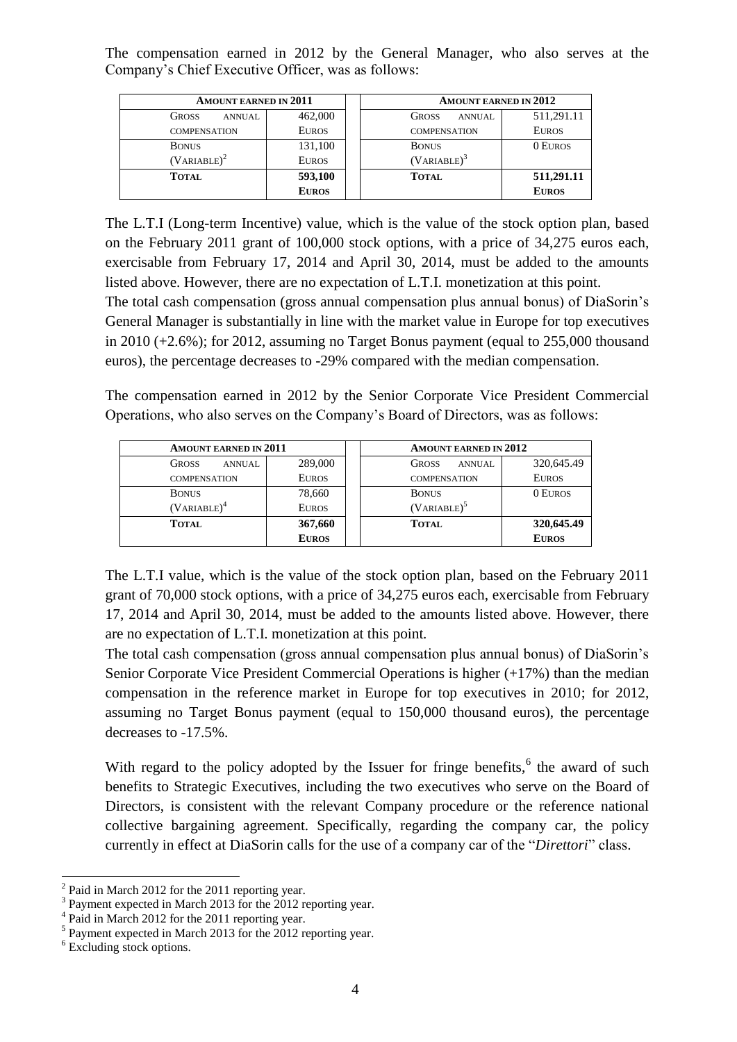The compensation earned in 2012 by the General Manager, who also serves at the Company's Chief Executive Officer, was as follows:

| **Amount earned in 2011** | | | **Amount earned in 2012** | |
|---|---|---|---|---|
| Gross annual compensation | 462,000 Euros | | Gross annual compensation | 511,291.11 Euros |
| Bonus (Variable)[2] | 131,100 Euros | | Bonus (Variable)[3] | 0 Euros |
| **Total** | **593,100 Euros** | | **Total** | **511,291.11 Euros** |

The L.T.I (Long-term Incentive) value, which is the value of the stock option plan, based on the February 2011 grant of 100,000 stock options, with a price of 34,275 euros each, exercisable from February 17, 2014 and April 30, 2014, must be added to the amounts listed above. However, there are no expectation of L.T.I. monetization at this point.

The total cash compensation (gross annual compensation plus annual bonus) of DiaSorin's General Manager is substantially in line with the market value in Europe for top executives in 2010 (+2.6%); for 2012, assuming no Target Bonus payment (equal to 255,000 thousand euros), the percentage decreases to -29% compared with the median compensation.

The compensation earned in 2012 by the Senior Corporate Vice President Commercial Operations, who also serves on the Company's Board of Directors, was as follows:

| **Amount earned in 2011** | | | **Amount earned in 2012** | |
|---|---|---|---|---|
| Gross annual compensation | 289,000 Euros | | Gross annual compensation | 320,645.49 Euros |
| Bonus (Variable)[4] | 78,660 Euros | | Bonus (Variable)[5] | 0 Euros |
| **Total** | **367,660 Euros** | | **Total** | **320,645.49 Euros** |

The L.T.I value, which is the value of the stock option plan, based on the February 2011 grant of 70,000 stock options, with a price of 34,275 euros each, exercisable from February 17, 2014 and April 30, 2014, must be added to the amounts listed above. However, there are no expectation of L.T.I. monetization at this point.

The total cash compensation (gross annual compensation plus annual bonus) of DiaSorin's Senior Corporate Vice President Commercial Operations is higher (+17%) than the median compensation in the reference market in Europe for top executives in 2010; for 2012, assuming no Target Bonus payment (equal to 150,000 thousand euros), the percentage decreases to -17.5%.

With regard to the policy adopted by the Issuer for fringe benefits,[6] the award of such benefits to Strategic Executives, including the two executives who serve on the Board of Directors, is consistent with the relevant Company procedure or the reference national collective bargaining agreement. Specifically, regarding the company car, the policy currently in effect at DiaSorin calls for the use of a company car of the "*Direttori*" class.

---

[2] Paid in March 2012 for the 2011 reporting year.

[3] Payment expected in March 2013 for the 2012 reporting year.

[4] Paid in March 2012 for the 2011 reporting year.

[5] Payment expected in March 2013 for the 2012 reporting year.

[6] Excluding stock options.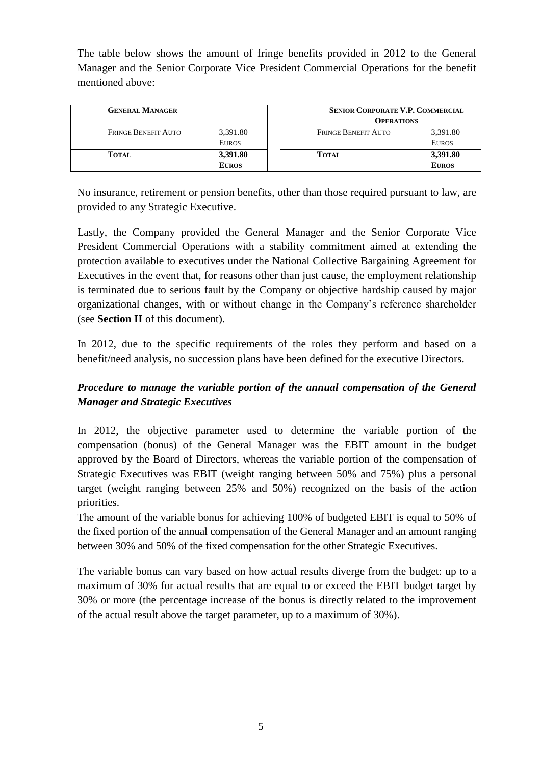The table below shows the amount of fringe benefits provided in 2012 to the General Manager and the Senior Corporate Vice President Commercial Operations for the benefit mentioned above:

| **General Manager** | | | **Senior Corporate V.P. Commercial Operations** | |
|---|---|---|---|---|
| Fringe Benefit Auto | 3,391.80 Euros | | Fringe Benefit Auto | 3,391.80 Euros |
| **Total** | **3,391.80 Euros** | | **Total** | **3,391.80 Euros** |

No insurance, retirement or pension benefits, other than those required pursuant to law, are provided to any Strategic Executive.

Lastly, the Company provided the General Manager and the Senior Corporate Vice President Commercial Operations with a stability commitment aimed at extending the protection available to executives under the National Collective Bargaining Agreement for Executives in the event that, for reasons other than just cause, the employment relationship is terminated due to serious fault by the Company or objective hardship caused by major organizational changes, with or without change in the Company's reference shareholder (see **Section II** of this document).

In 2012, due to the specific requirements of the roles they perform and based on a benefit/need analysis, no succession plans have been defined for the executive Directors.

***Procedure to manage the variable portion of the annual compensation of the General Manager and Strategic Executives***

In 2012, the objective parameter used to determine the variable portion of the compensation (bonus) of the General Manager was the EBIT amount in the budget approved by the Board of Directors, whereas the variable portion of the compensation of Strategic Executives was EBIT (weight ranging between 50% and 75%) plus a personal target (weight ranging between 25% and 50%) recognized on the basis of the action priorities.

The amount of the variable bonus for achieving 100% of budgeted EBIT is equal to 50% of the fixed portion of the annual compensation of the General Manager and an amount ranging between 30% and 50% of the fixed compensation for the other Strategic Executives.

The variable bonus can vary based on how actual results diverge from the budget: up to a maximum of 30% for actual results that are equal to or exceed the EBIT budget target by 30% or more (the percentage increase of the bonus is directly related to the improvement of the actual result above the target parameter, up to a maximum of 30%).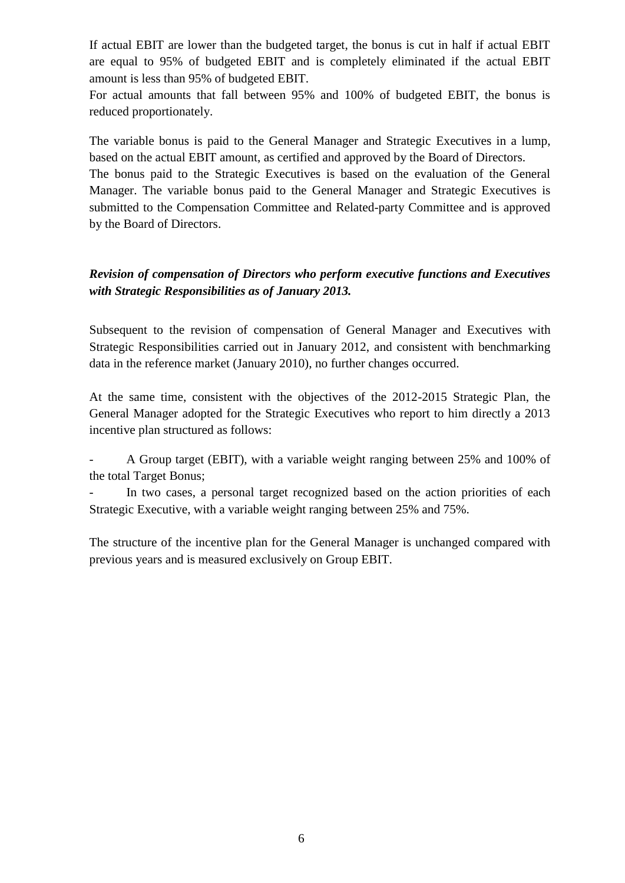If actual EBIT are lower than the budgeted target, the bonus is cut in half if actual EBIT are equal to 95% of budgeted EBIT and is completely eliminated if the actual EBIT amount is less than 95% of budgeted EBIT.
For actual amounts that fall between 95% and 100% of budgeted EBIT, the bonus is reduced proportionately.

The variable bonus is paid to the General Manager and Strategic Executives in a lump, based on the actual EBIT amount, as certified and approved by the Board of Directors.
The bonus paid to the Strategic Executives is based on the evaluation of the General Manager. The variable bonus paid to the General Manager and Strategic Executives is submitted to the Compensation Committee and Related-party Committee and is approved by the Board of Directors.

***Revision of compensation of Directors who perform executive functions and Executives with Strategic Responsibilities as of January 2013.***

Subsequent to the revision of compensation of General Manager and Executives with Strategic Responsibilities carried out in January 2012, and consistent with benchmarking data in the reference market (January 2010), no further changes occurred.

At the same time, consistent with the objectives of the 2012-2015 Strategic Plan, the General Manager adopted for the Strategic Executives who report to him directly a 2013 incentive plan structured as follows:

- A Group target (EBIT), with a variable weight ranging between 25% and 100% of the total Target Bonus;
- In two cases, a personal target recognized based on the action priorities of each Strategic Executive, with a variable weight ranging between 25% and 75%.

The structure of the incentive plan for the General Manager is unchanged compared with previous years and is measured exclusively on Group EBIT.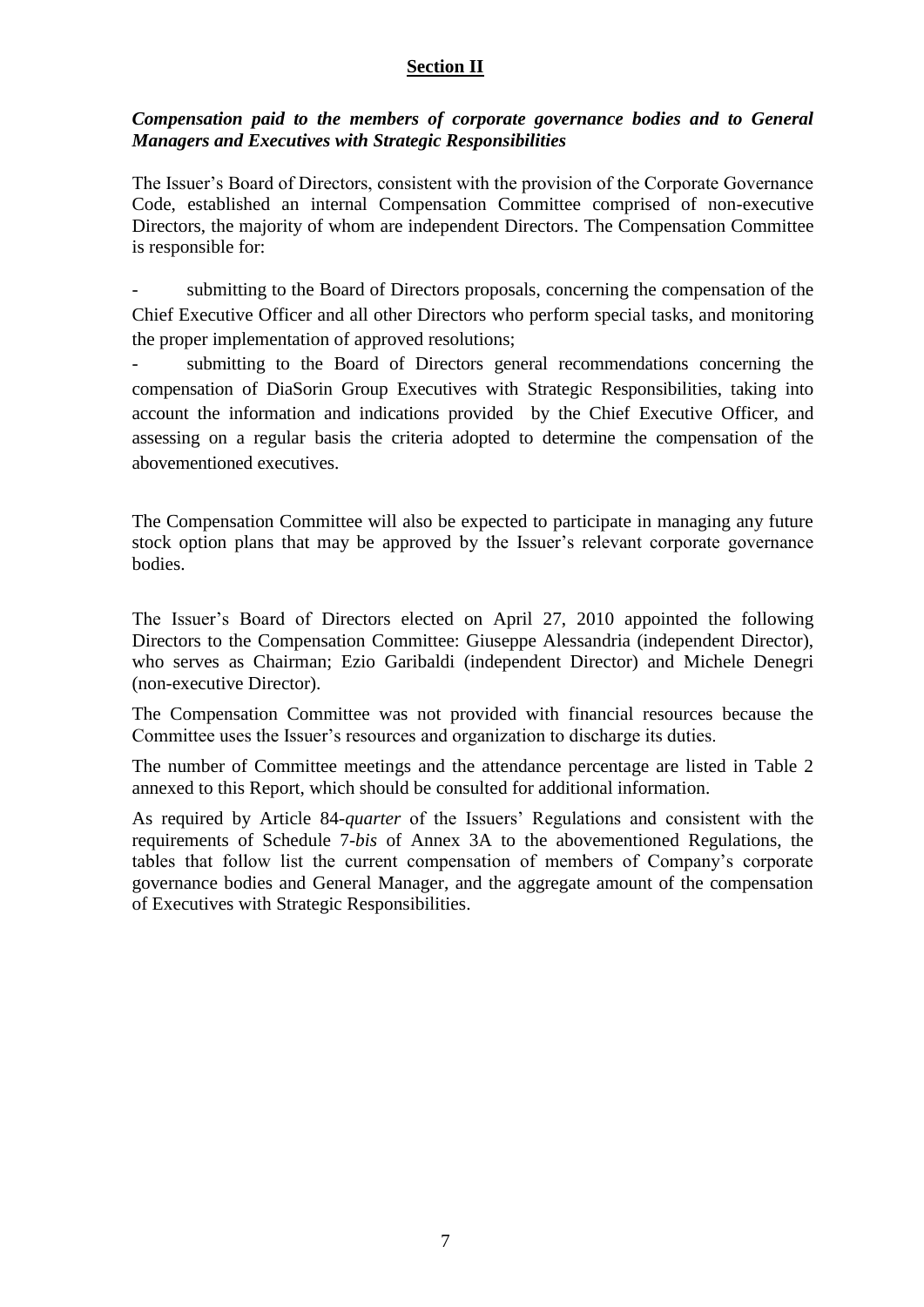## Section II

***Compensation paid to the members of corporate governance bodies and to General Managers and Executives with Strategic Responsibilities***

The Issuer's Board of Directors, consistent with the provision of the Corporate Governance Code, established an internal Compensation Committee comprised of non-executive Directors, the majority of whom are independent Directors. The Compensation Committee is responsible for:

- submitting to the Board of Directors proposals, concerning the compensation of the Chief Executive Officer and all other Directors who perform special tasks, and monitoring the proper implementation of approved resolutions;
- submitting to the Board of Directors general recommendations concerning the compensation of DiaSorin Group Executives with Strategic Responsibilities, taking into account the information and indications provided by the Chief Executive Officer, and assessing on a regular basis the criteria adopted to determine the compensation of the abovementioned executives.

The Compensation Committee will also be expected to participate in managing any future stock option plans that may be approved by the Issuer's relevant corporate governance bodies.

The Issuer's Board of Directors elected on April 27, 2010 appointed the following Directors to the Compensation Committee: Giuseppe Alessandria (independent Director), who serves as Chairman; Ezio Garibaldi (independent Director) and Michele Denegri (non-executive Director).

The Compensation Committee was not provided with financial resources because the Committee uses the Issuer's resources and organization to discharge its duties.

The number of Committee meetings and the attendance percentage are listed in Table 2 annexed to this Report, which should be consulted for additional information.

As required by Article 84-*quarter* of the Issuers' Regulations and consistent with the requirements of Schedule 7-*bis* of Annex 3A to the abovementioned Regulations, the tables that follow list the current compensation of members of Company's corporate governance bodies and General Manager, and the aggregate amount of the compensation of Executives with Strategic Responsibilities.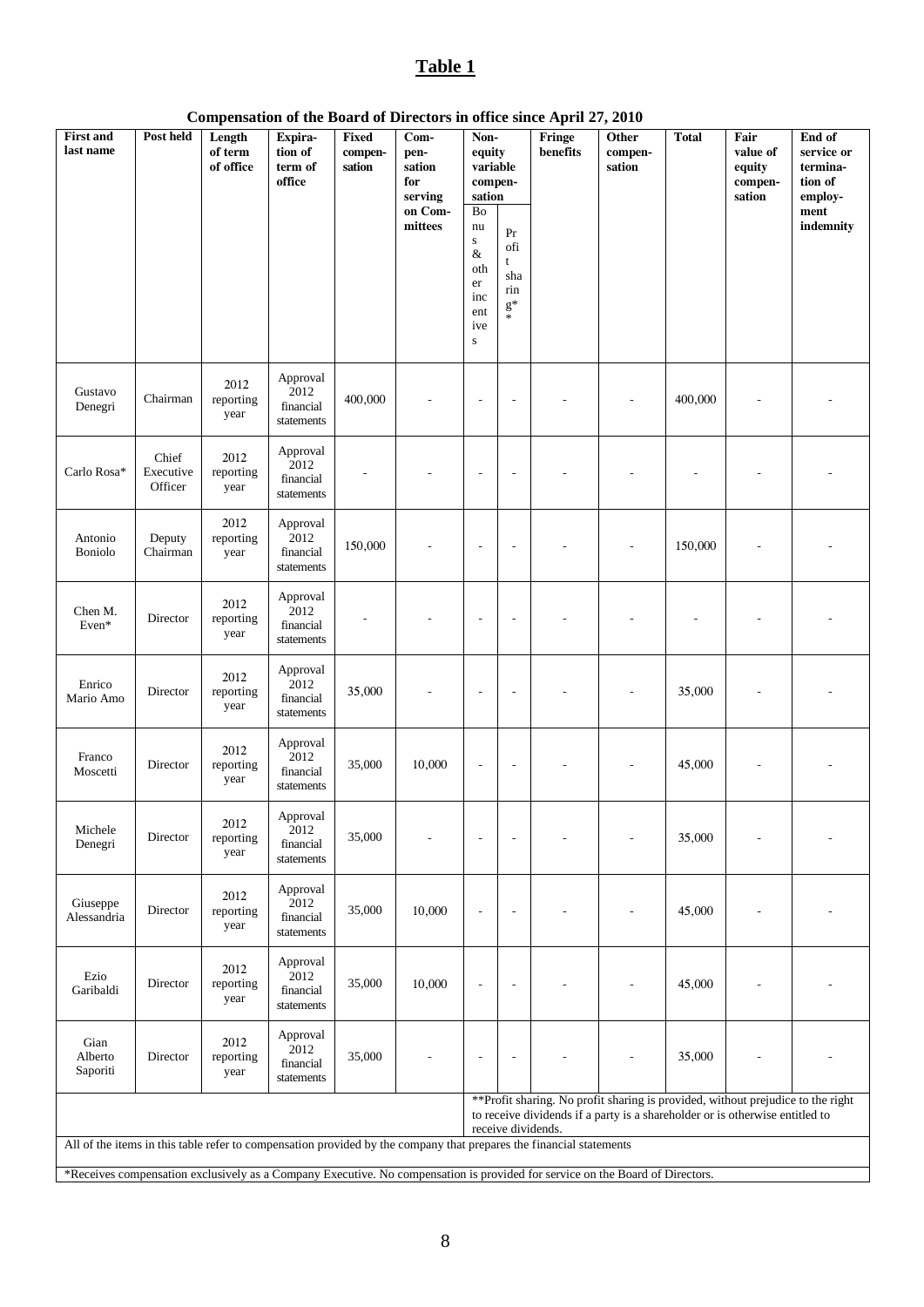# Table 1

**Compensation of the Board of Directors in office since April 27, 2010**

| First and last name | Post held | Length of term of office | Expiration of term of office | Fixed compensation | Compensation for serving on Committees | Non-equity variable compensation | | Fringe benefits | Other compensation | Total | Fair value of equity compensation | End of service or termination of employment indemnity |
|---|---|---|---|---|---|---|---|---|---|---|---|---|
| | | | | | | Bonus & other incentives | Profit sharing** | | | | | |
| Gustavo Denegri | Chairman | 2012 reporting year | Approval 2012 financial statements | 400,000 | - | - | - | - | - | 400,000 | - | - |
| Carlo Rosa* | Chief Executive Officer | 2012 reporting year | Approval 2012 financial statements | - | - | - | - | - | - | - | - | - |
| Antonio Boniolo | Deputy Chairman | 2012 reporting year | Approval 2012 financial statements | 150,000 | - | - | - | - | - | 150,000 | - | - |
| Chen M. Even* | Director | 2012 reporting year | Approval 2012 financial statements | - | - | - | - | - | - | - | - | - |
| Enrico Mario Amo | Director | 2012 reporting year | Approval 2012 financial statements | 35,000 | - | - | - | - | - | 35,000 | - | - |
| Franco Moscetti | Director | 2012 reporting year | Approval 2012 financial statements | 35,000 | 10,000 | - | - | - | - | 45,000 | - | - |
| Michele Denegri | Director | 2012 reporting year | Approval 2012 financial statements | 35,000 | - | - | - | - | - | 35,000 | - | - |
| Giuseppe Alessandria | Director | 2012 reporting year | Approval 2012 financial statements | 35,000 | 10,000 | - | - | - | - | 45,000 | - | - |
| Ezio Garibaldi | Director | 2012 reporting year | Approval 2012 financial statements | 35,000 | 10,000 | - | - | - | - | 45,000 | - | - |
| Gian Alberto Saporiti | Director | 2012 reporting year | Approval 2012 financial statements | 35,000 | - | - | - | - | - | 35,000 | - | - |

**Profit sharing. No profit sharing is provided, without prejudice to the right to receive dividends if a party is a shareholder or is otherwise entitled to receive dividends.

All of the items in this table refer to compensation provided by the company that prepares the financial statements

*Receives compensation exclusively as a Company Executive. No compensation is provided for service on the Board of Directors.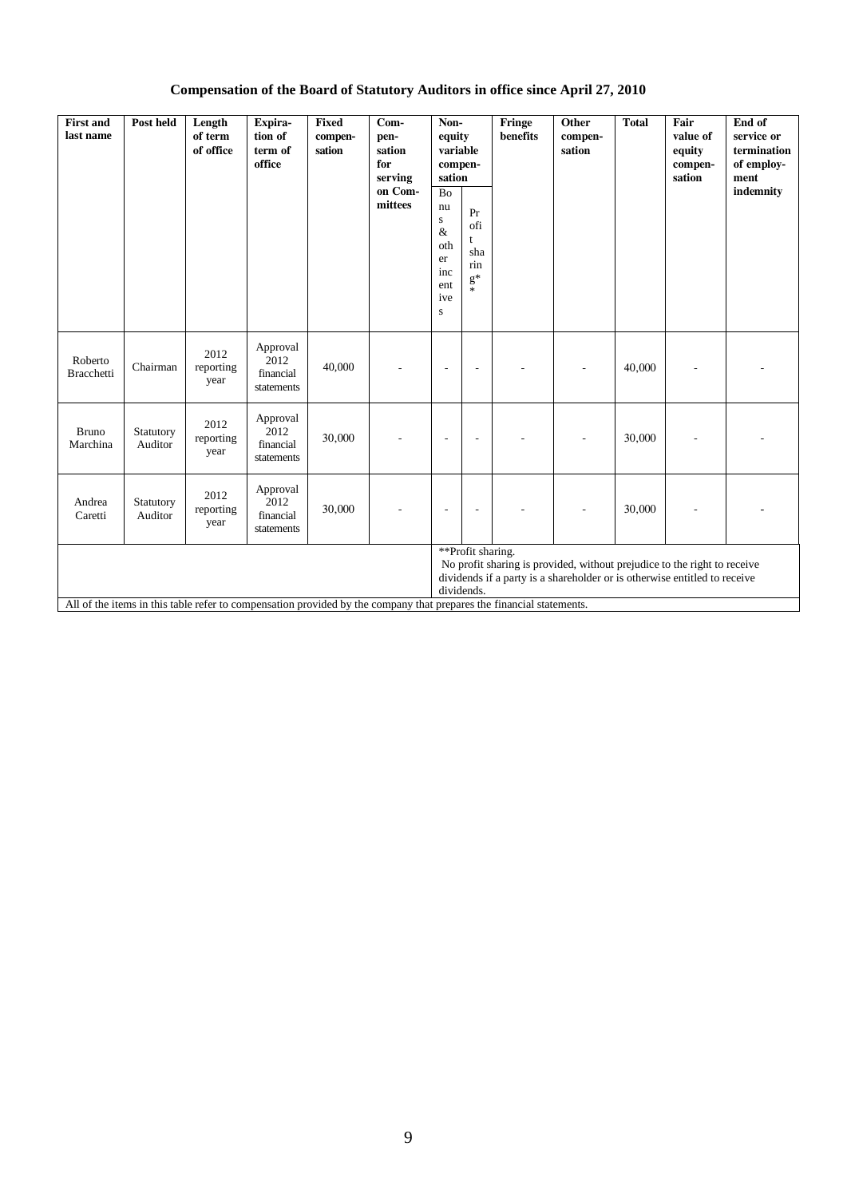## Compensation of the Board of Statutory Auditors in office since April 27, 2010

| First and last name | Post held | Length of term of office | Expiration of term of office | Fixed compensation | Compensation for serving on Committees | Non-equity variable compensation | | Fringe benefits | Other compensation | Total | Fair value of equity compensation | End of service or termination of employment indemnity |
|---|---|---|---|---|---|---|---|---|---|---|---|---|
| | | | | | | Bonus & other incentives | Profit sharing** | | | | | |
| Roberto Bracchetti | Chairman | 2012 reporting year | Approval 2012 financial statements | 40,000 | - | - | - | - | - | 40,000 | - | - |
| Bruno Marchina | Statutory Auditor | 2012 reporting year | Approval 2012 financial statements | 30,000 | - | - | - | - | - | 30,000 | - | - |
| Andrea Caretti | Statutory Auditor | 2012 reporting year | Approval 2012 financial statements | 30,000 | - | - | - | - | - | 30,000 | - | - |

**Profit sharing.
No profit sharing is provided, without prejudice to the right to receive dividends if a party is a shareholder or is otherwise entitled to receive dividends.

All of the items in this table refer to compensation provided by the company that prepares the financial statements.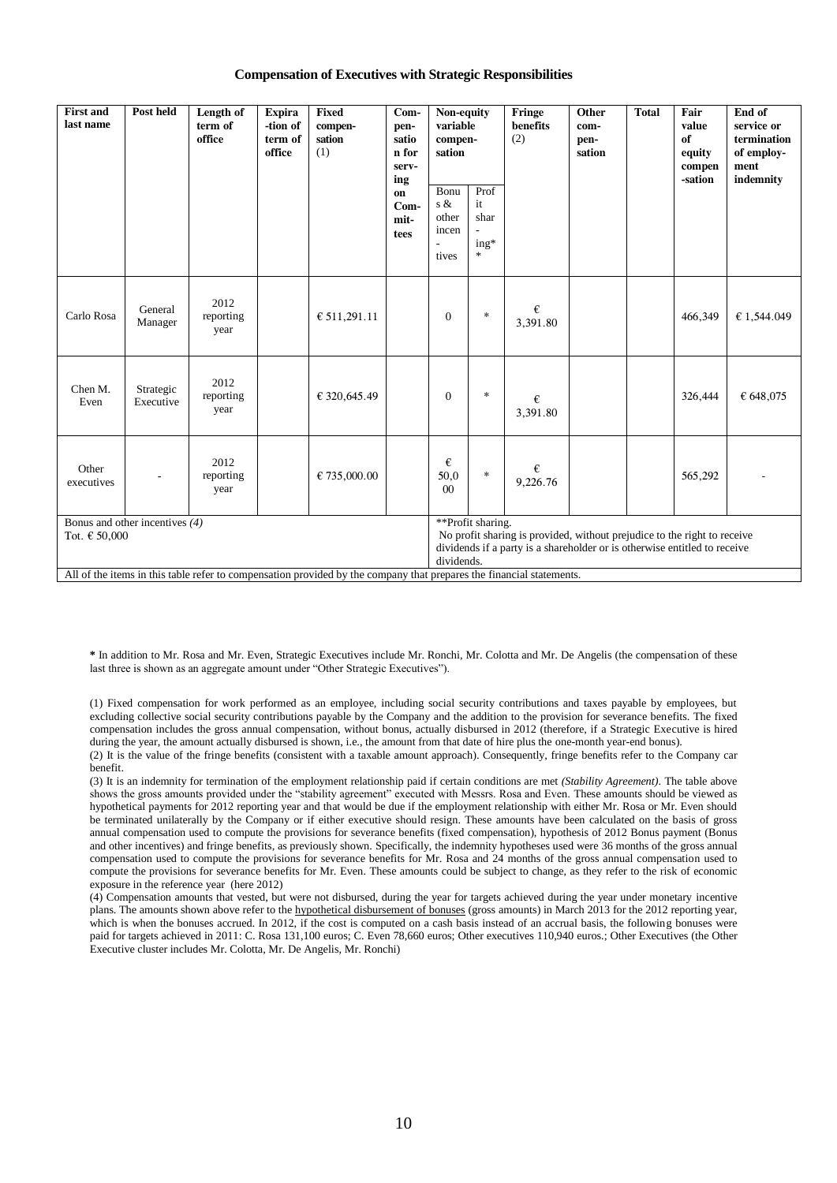### Compensation of Executives with Strategic Responsibilities

| First and last name | Post held | Length of term of office | Expira-tion of term of office | Fixed compen-sation (1) | Com-pen-sation for serv-ing on Com-mit-tees | Non-equity variable compen-sation | | Fringe benefits (2) | Other com-pen-sation | Total | Fair value of equity compen-sation | End of service or termination of employ-ment indemnity |
|---|---|---|---|---|---|---|---|---|---|---|---|---|
| | | | | | | Bonus & other incen-tives | Profit shar-ing** | | | | | |
| Carlo Rosa | General Manager | 2012 reporting year | | € 511,291.11 | | 0 | * | € 3,391.80 | | | 466,349 | € 1,544.049 |
| Chen M. Even | Strategic Executive | 2012 reporting year | | € 320,645.49 | | 0 | * | € 3,391.80 | | | 326,444 | € 648,075 |
| Other executives | - | 2012 reporting year | | € 735,000.00 | | € 50,000 | * | € 9,226.76 | | | 565,292 | - |
| Bonus and other incentives *(4)* Tot. € 50,000 | | | | | | **Profit sharing. No profit sharing is provided, without prejudice to the right to receive dividends if a party is a shareholder or is otherwise entitled to receive dividends. | | | | | | |
| All of the items in this table refer to compensation provided by the company that prepares the financial statements. | | | | | | | | | | | | |

**\*** In addition to Mr. Rosa and Mr. Even, Strategic Executives include Mr. Ronchi, Mr. Colotta and Mr. De Angelis (the compensation of these last three is shown as an aggregate amount under "Other Strategic Executives").

(1) Fixed compensation for work performed as an employee, including social security contributions and taxes payable by employees, but excluding collective social security contributions payable by the Company and the addition to the provision for severance benefits. The fixed compensation includes the gross annual compensation, without bonus, actually disbursed in 2012 (therefore, if a Strategic Executive is hired during the year, the amount actually disbursed is shown, i.e., the amount from that date of hire plus the one-month year-end bonus).

(2) It is the value of the fringe benefits (consistent with a taxable amount approach). Consequently, fringe benefits refer to the Company car benefit.

(3) It is an indemnity for termination of the employment relationship paid if certain conditions are met *(Stability Agreement)*. The table above shows the gross amounts provided under the "stability agreement" executed with Messrs. Rosa and Even. These amounts should be viewed as hypothetical payments for 2012 reporting year and that would be due if the employment relationship with either Mr. Rosa or Mr. Even should be terminated unilaterally by the Company or if either executive should resign. These amounts have been calculated on the basis of gross annual compensation used to compute the provisions for severance benefits (fixed compensation), hypothesis of 2012 Bonus payment (Bonus and other incentives) and fringe benefits, as previously shown. Specifically, the indemnity hypotheses used were 36 months of the gross annual compensation used to compute the provisions for severance benefits for Mr. Rosa and 24 months of the gross annual compensation used to compute the provisions for severance benefits for Mr. Even. These amounts could be subject to change, as they refer to the risk of economic exposure in the reference year (here 2012)

(4) Compensation amounts that vested, but were not disbursed, during the year for targets achieved during the year under monetary incentive plans. The amounts shown above refer to the hypothetical disbursement of bonuses (gross amounts) in March 2013 for the 2012 reporting year, which is when the bonuses accrued. In 2012, if the cost is computed on a cash basis instead of an accrual basis, the following bonuses were paid for targets achieved in 2011: C. Rosa 131,100 euros; C. Even 78,660 euros; Other executives 110,940 euros.; Other Executives (the Other Executive cluster includes Mr. Colotta, Mr. De Angelis, Mr. Ronchi)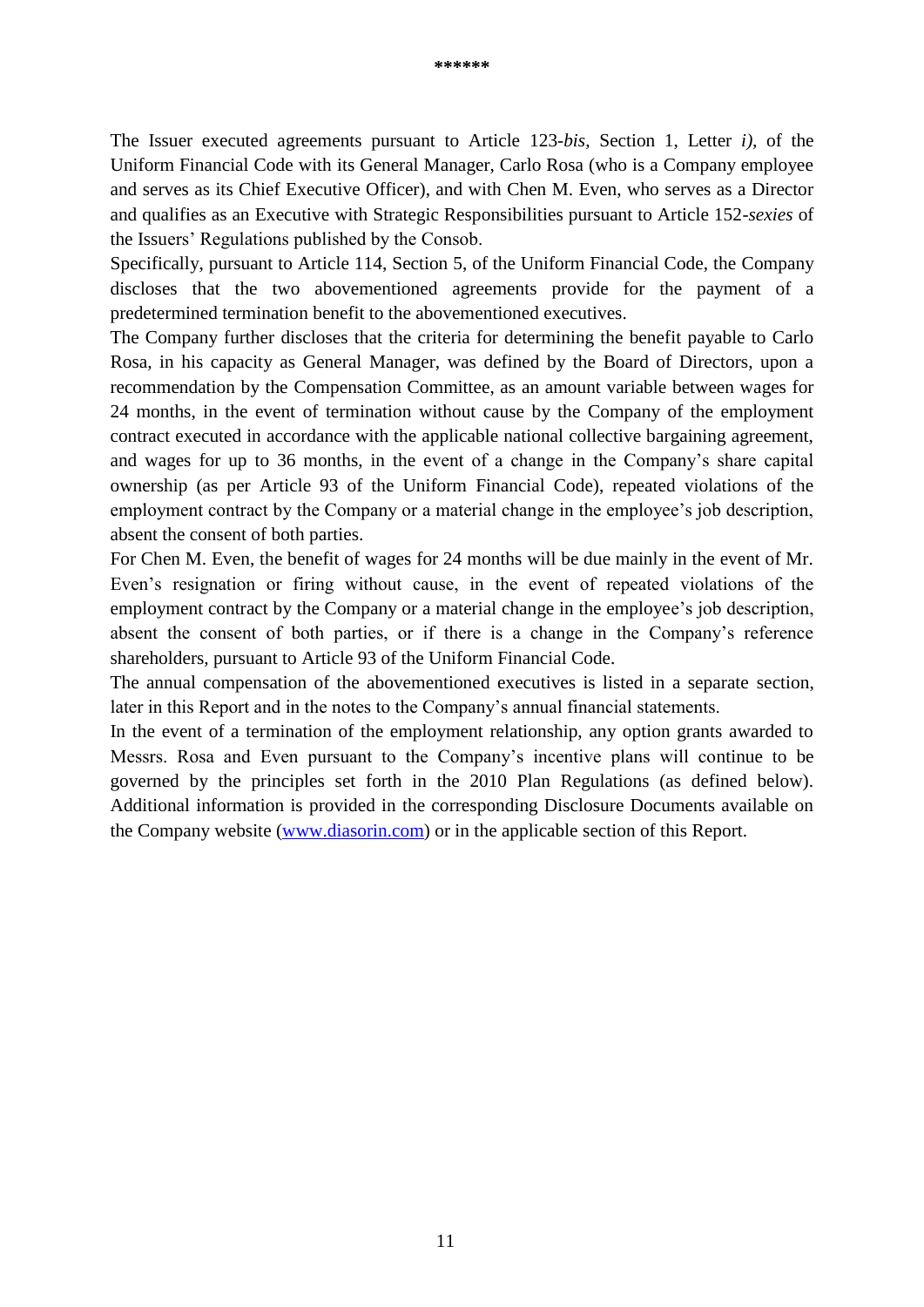**\*\*\*\*\*\***

The Issuer executed agreements pursuant to Article 123-*bis*, Section 1, Letter *i)*, of the Uniform Financial Code with its General Manager, Carlo Rosa (who is a Company employee and serves as its Chief Executive Officer), and with Chen M. Even, who serves as a Director and qualifies as an Executive with Strategic Responsibilities pursuant to Article 152-*sexies* of the Issuers' Regulations published by the Consob.

Specifically, pursuant to Article 114, Section 5, of the Uniform Financial Code, the Company discloses that the two abovementioned agreements provide for the payment of a predetermined termination benefit to the abovementioned executives.

The Company further discloses that the criteria for determining the benefit payable to Carlo Rosa, in his capacity as General Manager, was defined by the Board of Directors, upon a recommendation by the Compensation Committee, as an amount variable between wages for 24 months, in the event of termination without cause by the Company of the employment contract executed in accordance with the applicable national collective bargaining agreement, and wages for up to 36 months, in the event of a change in the Company's share capital ownership (as per Article 93 of the Uniform Financial Code), repeated violations of the employment contract by the Company or a material change in the employee's job description, absent the consent of both parties.

For Chen M. Even, the benefit of wages for 24 months will be due mainly in the event of Mr. Even's resignation or firing without cause, in the event of repeated violations of the employment contract by the Company or a material change in the employee's job description, absent the consent of both parties, or if there is a change in the Company's reference shareholders, pursuant to Article 93 of the Uniform Financial Code.

The annual compensation of the abovementioned executives is listed in a separate section, later in this Report and in the notes to the Company's annual financial statements.

In the event of a termination of the employment relationship, any option grants awarded to Messrs. Rosa and Even pursuant to the Company's incentive plans will continue to be governed by the principles set forth in the 2010 Plan Regulations (as defined below). Additional information is provided in the corresponding Disclosure Documents available on the Company website (www.diasorin.com) or in the applicable section of this Report.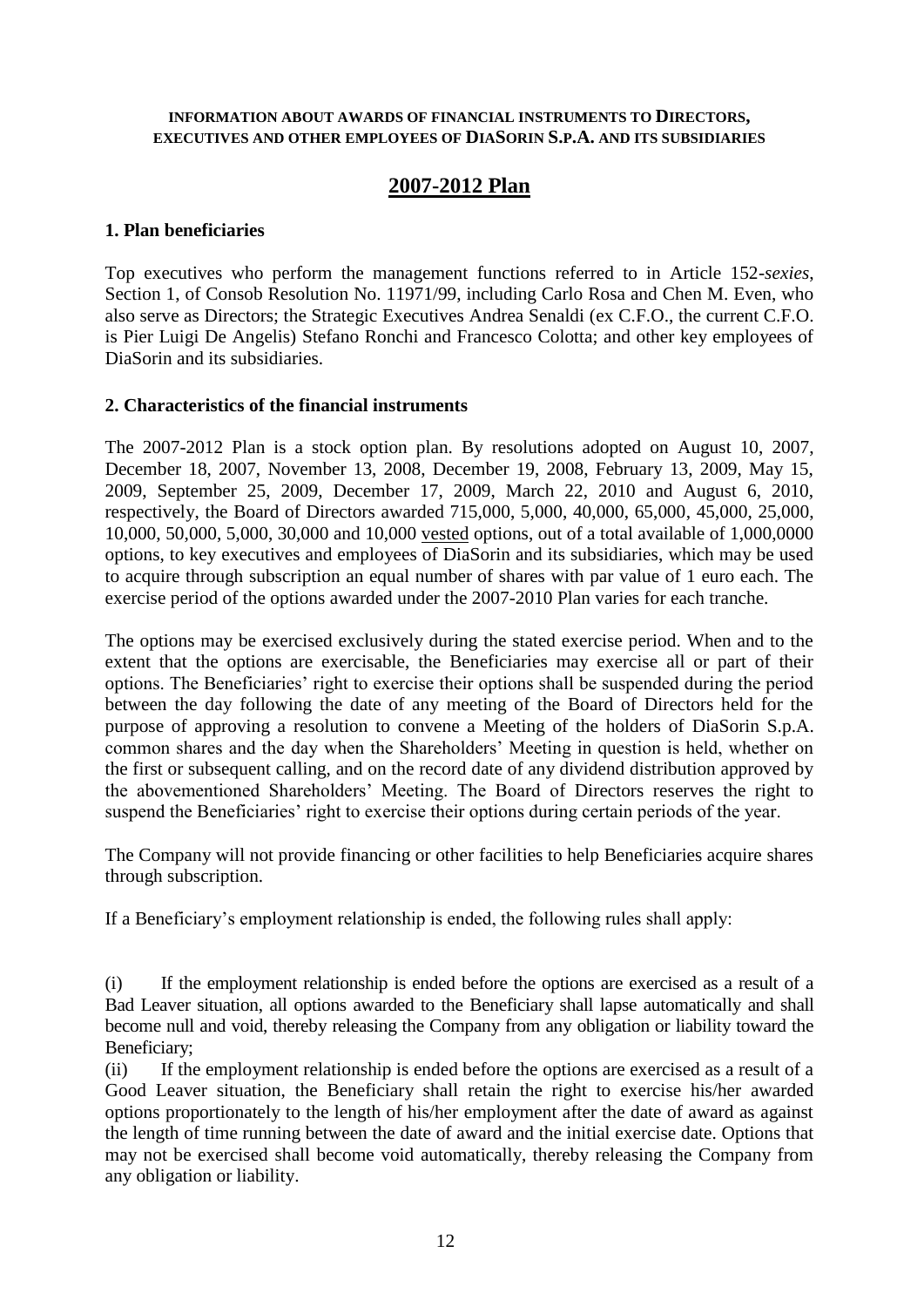**INFORMATION ABOUT AWARDS OF FINANCIAL INSTRUMENTS TO DIRECTORS, EXECUTIVES AND OTHER EMPLOYEES OF DIASORIN S.P.A. AND ITS SUBSIDIARIES**

# 2007-2012 Plan

### 1. Plan beneficiaries

Top executives who perform the management functions referred to in Article 152-*sexies*, Section 1, of Consob Resolution No. 11971/99, including Carlo Rosa and Chen M. Even, who also serve as Directors; the Strategic Executives Andrea Senaldi (ex C.F.O., the current C.F.O. is Pier Luigi De Angelis) Stefano Ronchi and Francesco Colotta; and other key employees of DiaSorin and its subsidiaries.

### 2. Characteristics of the financial instruments

The 2007-2012 Plan is a stock option plan. By resolutions adopted on August 10, 2007, December 18, 2007, November 13, 2008, December 19, 2008, February 13, 2009, May 15, 2009, September 25, 2009, December 17, 2009, March 22, 2010 and August 6, 2010, respectively, the Board of Directors awarded 715,000, 5,000, 40,000, 65,000, 45,000, 25,000, 10,000, 50,000, 5,000, 30,000 and 10,000 <u>vested</u> options, out of a total available of 1,000,0000 options, to key executives and employees of DiaSorin and its subsidiaries, which may be used to acquire through subscription an equal number of shares with par value of 1 euro each. The exercise period of the options awarded under the 2007-2010 Plan varies for each tranche.

The options may be exercised exclusively during the stated exercise period. When and to the extent that the options are exercisable, the Beneficiaries may exercise all or part of their options. The Beneficiaries' right to exercise their options shall be suspended during the period between the day following the date of any meeting of the Board of Directors held for the purpose of approving a resolution to convene a Meeting of the holders of DiaSorin S.p.A. common shares and the day when the Shareholders' Meeting in question is held, whether on the first or subsequent calling, and on the record date of any dividend distribution approved by the abovementioned Shareholders' Meeting. The Board of Directors reserves the right to suspend the Beneficiaries' right to exercise their options during certain periods of the year.

The Company will not provide financing or other facilities to help Beneficiaries acquire shares through subscription.

If a Beneficiary's employment relationship is ended, the following rules shall apply:

(i) If the employment relationship is ended before the options are exercised as a result of a Bad Leaver situation, all options awarded to the Beneficiary shall lapse automatically and shall become null and void, thereby releasing the Company from any obligation or liability toward the Beneficiary;

(ii) If the employment relationship is ended before the options are exercised as a result of a Good Leaver situation, the Beneficiary shall retain the right to exercise his/her awarded options proportionately to the length of his/her employment after the date of award as against the length of time running between the date of award and the initial exercise date. Options that may not be exercised shall become void automatically, thereby releasing the Company from any obligation or liability.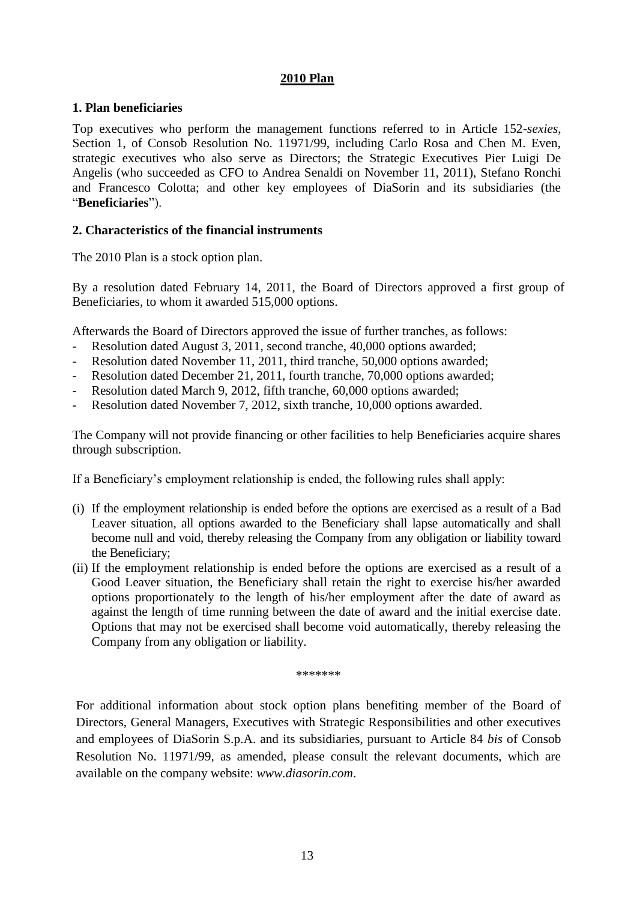## 2010 Plan

### 1. Plan beneficiaries

Top executives who perform the management functions referred to in Article 152-*sexies*, Section 1, of Consob Resolution No. 11971/99, including Carlo Rosa and Chen M. Even, strategic executives who also serve as Directors; the Strategic Executives Pier Luigi De Angelis (who succeeded as CFO to Andrea Senaldi on November 11, 2011), Stefano Ronchi and Francesco Colotta; and other key employees of DiaSorin and its subsidiaries (the "**Beneficiaries**").

### 2. Characteristics of the financial instruments

The 2010 Plan is a stock option plan.

By a resolution dated February 14, 2011, the Board of Directors approved a first group of Beneficiaries, to whom it awarded 515,000 options.

Afterwards the Board of Directors approved the issue of further tranches, as follows:

- Resolution dated August 3, 2011, second tranche, 40,000 options awarded;
- Resolution dated November 11, 2011, third tranche, 50,000 options awarded;
- Resolution dated December 21, 2011, fourth tranche, 70,000 options awarded;
- Resolution dated March 9, 2012, fifth tranche, 60,000 options awarded;
- Resolution dated November 7, 2012, sixth tranche, 10,000 options awarded.

The Company will not provide financing or other facilities to help Beneficiaries acquire shares through subscription.

If a Beneficiary's employment relationship is ended, the following rules shall apply:

(i) If the employment relationship is ended before the options are exercised as a result of a Bad Leaver situation, all options awarded to the Beneficiary shall lapse automatically and shall become null and void, thereby releasing the Company from any obligation or liability toward the Beneficiary;

(ii) If the employment relationship is ended before the options are exercised as a result of a Good Leaver situation, the Beneficiary shall retain the right to exercise his/her awarded options proportionately to the length of his/her employment after the date of award as against the length of time running between the date of award and the initial exercise date. Options that may not be exercised shall become void automatically, thereby releasing the Company from any obligation or liability.

*******

For additional information about stock option plans benefiting member of the Board of Directors, General Managers, Executives with Strategic Responsibilities and other executives and employees of DiaSorin S.p.A. and its subsidiaries, pursuant to Article 84 *bis* of Consob Resolution No. 11971/99, as amended, please consult the relevant documents, which are available on the company website: *www.diasorin.com*.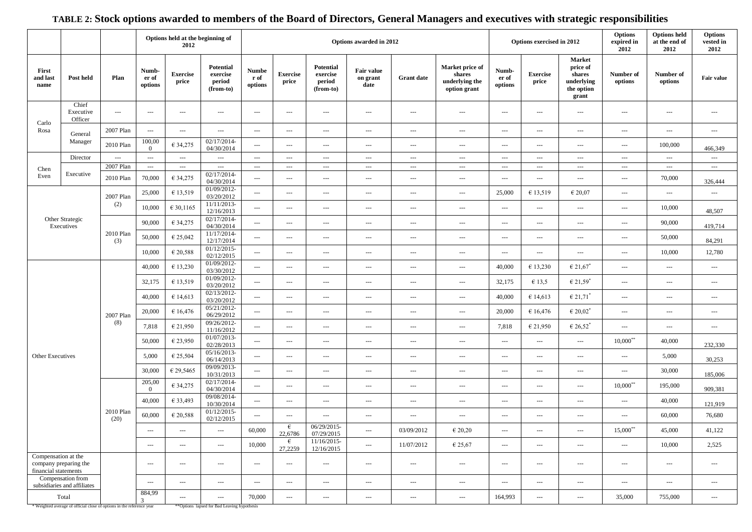## TABLE 2: Stock options awarded to members of the Board of Directors, General Managers and executives with strategic responsibilities

| | | | Options held at the beginning of 2012 | | | Options awarded in 2012 | | | | | | Options exercised in 2012 | | | Options expired in 2012 | Options held at the end of 2012 | Options vested in 2012 |
|---|---|---|---|---|---|---|---|---|---|---|---|---|---|---|---|---|---|
| First and last name | Post held | Plan | Numb-er of options | Exercise price | Potential exercise period (from-to) | Number of options | Exercise price | Potential exercise period (from-to) | Fair value on grant date | Grant date | Market price of shares underlying the option grant | Numb-er of options | Exercise price | Market price of shares underlying the option grant | Number of options | Number of options | Fair value |
| Carlo Rosa | Chief Executive Officer | --- | --- | --- | --- | --- | --- | --- | --- | --- | --- | --- | --- | --- | --- | --- | --- |
| | General Manager | 2007 Plan | --- | --- | --- | --- | --- | --- | --- | --- | --- | --- | --- | --- | --- | --- | --- |
| | | 2010 Plan | 100,000 | € 34,275 | 02/17/2014-04/30/2014 | --- | --- | --- | --- | --- | --- | --- | --- | --- | --- | 100,000 | 466,349 |
| Chen Even | Director | --- | --- | --- | --- | --- | --- | --- | --- | --- | --- | --- | --- | --- | --- | --- | --- |
| | Executive | 2007 Plan | --- | --- | --- | --- | --- | --- | --- | --- | --- | --- | --- | --- | --- | --- | --- |
| | | 2010 Plan | 70,000 | € 34,275 | 02/17/2014-04/30/2014 | --- | --- | --- | --- | --- | --- | --- | --- | --- | --- | 70,000 | 326,444 |
| Other Strategic Executives | | 2007 Plan (2) | 25,000 | € 13,519 | 01/09/2012-03/20/2012 | --- | --- | --- | --- | --- | --- | 25,000 | € 13,519 | € 20,07 | --- | --- | --- |
| | | | 10,000 | € 30,1165 | 11/11/2013-12/16/2013 | --- | --- | --- | --- | --- | --- | --- | --- | --- | --- | 10,000 | 48,507 |
| | | 2010 Plan (3) | 90,000 | € 34,275 | 02/17/2014-04/30/2014 | --- | --- | --- | --- | --- | --- | --- | --- | --- | --- | 90,000 | 419,714 |
| | | | 50,000 | € 25,042 | 11/17/2014-12/17/2014 | --- | --- | --- | --- | --- | --- | --- | --- | --- | --- | 50,000 | 84,291 |
| | | | 10,000 | € 20,588 | 01/12/2015-02/12/2015 | --- | --- | --- | --- | --- | --- | --- | --- | --- | --- | 10,000 | 12,780 |
| Other Executives | | 2007 Plan (8) | 40,000 | € 13,230 | 01/09/2012-03/30/2012 | --- | --- | --- | --- | --- | --- | 40,000 | € 13,230 | € 21,67* | --- | --- | --- |
| | | | 32,175 | € 13,519 | 01/09/2012-03/20/2012 | --- | --- | --- | --- | --- | --- | 32,175 | € 13,5 | € 21,59* | --- | --- | --- |
| | | | 40,000 | € 14,613 | 02/13/2012-03/20/2012 | --- | --- | --- | --- | --- | --- | 40,000 | € 14,613 | € 21,71* | --- | --- | --- |
| | | | 20,000 | € 16,476 | 05/21/2012-06/29/2012 | --- | --- | --- | --- | --- | --- | 20,000 | € 16,476 | € 20,02* | --- | --- | --- |
| | | | 7,818 | € 21,950 | 09/26/2012-11/16/2012 | --- | --- | --- | --- | --- | --- | 7,818 | € 21,950 | € 26,52* | --- | --- | --- |
| | | | 50,000 | € 23,950 | 01/07/2013-02/28/2013 | --- | --- | --- | --- | --- | --- | --- | --- | --- | 10,000** | 40,000 | 232,330 |
| | | | 5,000 | € 25,504 | 05/16/2013-06/14/2013 | --- | --- | --- | --- | --- | --- | --- | --- | --- | --- | 5,000 | 30,253 |
| | | | 30,000 | € 29,5465 | 09/09/2013-10/31/2013 | --- | --- | --- | --- | --- | --- | --- | --- | --- | --- | 30,000 | 185,006 |
| | | 2010 Plan (20) | 205,000 | € 34,275 | 02/17/2014-04/30/2014 | --- | --- | --- | --- | --- | --- | --- | --- | --- | 10,000** | 195,000 | 909,381 |
| | | | 40,000 | € 33,493 | 09/08/2014-10/30/2014 | --- | --- | --- | --- | --- | --- | --- | --- | --- | --- | 40,000 | 121,919 |
| | | | 60,000 | € 20,588 | 01/12/2015-02/12/2015 | --- | --- | --- | --- | --- | --- | --- | --- | --- | --- | 60,000 | 76,680 |
| | | | --- | --- | --- | 60,000 | € 22,6786 | 06/29/2015-07/29/2015 | --- | 03/09/2012 | € 20,20 | --- | --- | --- | 15,000** | 45,000 | 41,122 |
| | | | --- | --- | --- | 10,000 | € 27,2259 | 11/16/2015-12/16/2015 | --- | 11/07/2012 | € 25,67 | --- | --- | --- | --- | 10,000 | 2,525 |
| Compensation at the company preparing the financial statements | | | --- | --- | --- | --- | --- | --- | --- | --- | --- | --- | --- | --- | --- | --- | --- |
| Compensation from subsidiaries and affiliates | | | --- | --- | --- | --- | --- | --- | --- | --- | --- | --- | --- | --- | --- | --- | --- |
| Total | | | 884,993 | --- | --- | 70,000 | --- | --- | --- | --- | --- | 164,993 | --- | --- | 35,000 | 755,000 | --- |

\* Weighted average of official close of options in the reference year     \*\*Options lapsed for Bad Leaving hypothesis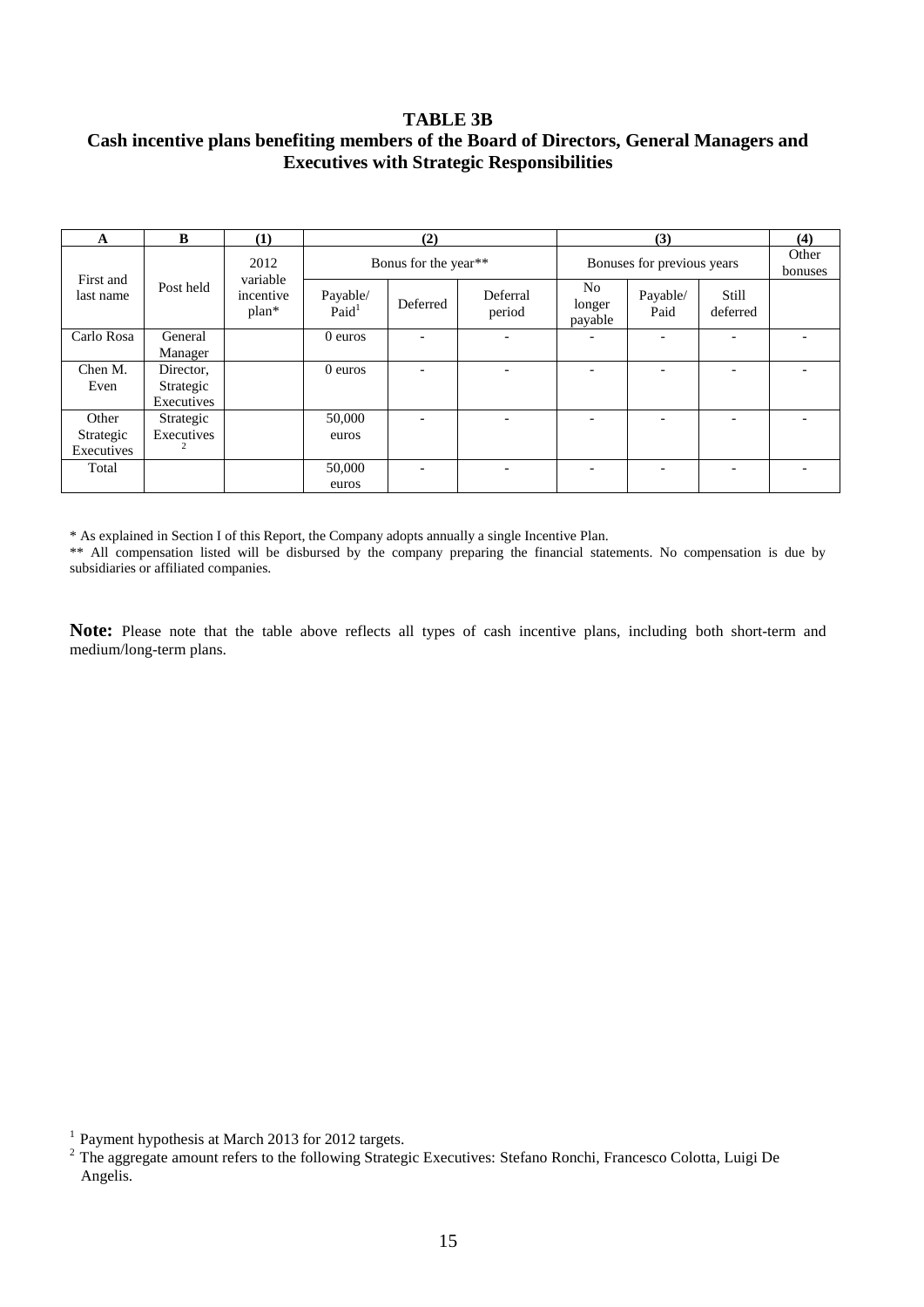**TABLE 3B**

**Cash incentive plans benefiting members of the Board of Directors, General Managers and Executives with Strategic Responsibilities**

| A | B | (1) | (2) | | | (3) | | | (4) |
|---|---|---|---|---|---|---|---|---|---|
| First and last name | Post held | 2012 variable incentive plan* | Bonus for the year** | | | Bonuses for previous years | | | Other bonuses |
| | | | Payable/ Paid[1] | Deferred | Deferral period | No longer payable | Payable/ Paid | Still deferred | |
| Carlo Rosa | General Manager | | 0 euros | - | - | - | - | - | - |
| Chen M. Even | Director, Strategic Executives | | 0 euros | - | - | - | - | - | - |
| Other Strategic Executives | Strategic Executives [2] | | 50,000 euros | - | - | - | - | - | - |
| Total | | | 50,000 euros | - | - | - | - | - | - |

\* As explained in Section I of this Report, the Company adopts annually a single Incentive Plan.

\*\* All compensation listed will be disbursed by the company preparing the financial statements. No compensation is due by subsidiaries or affiliated companies.

**Note:** Please note that the table above reflects all types of cash incentive plans, including both short-term and medium/long-term plans.

[1] Payment hypothesis at March 2013 for 2012 targets.

[2] The aggregate amount refers to the following Strategic Executives: Stefano Ronchi, Francesco Colotta, Luigi De Angelis.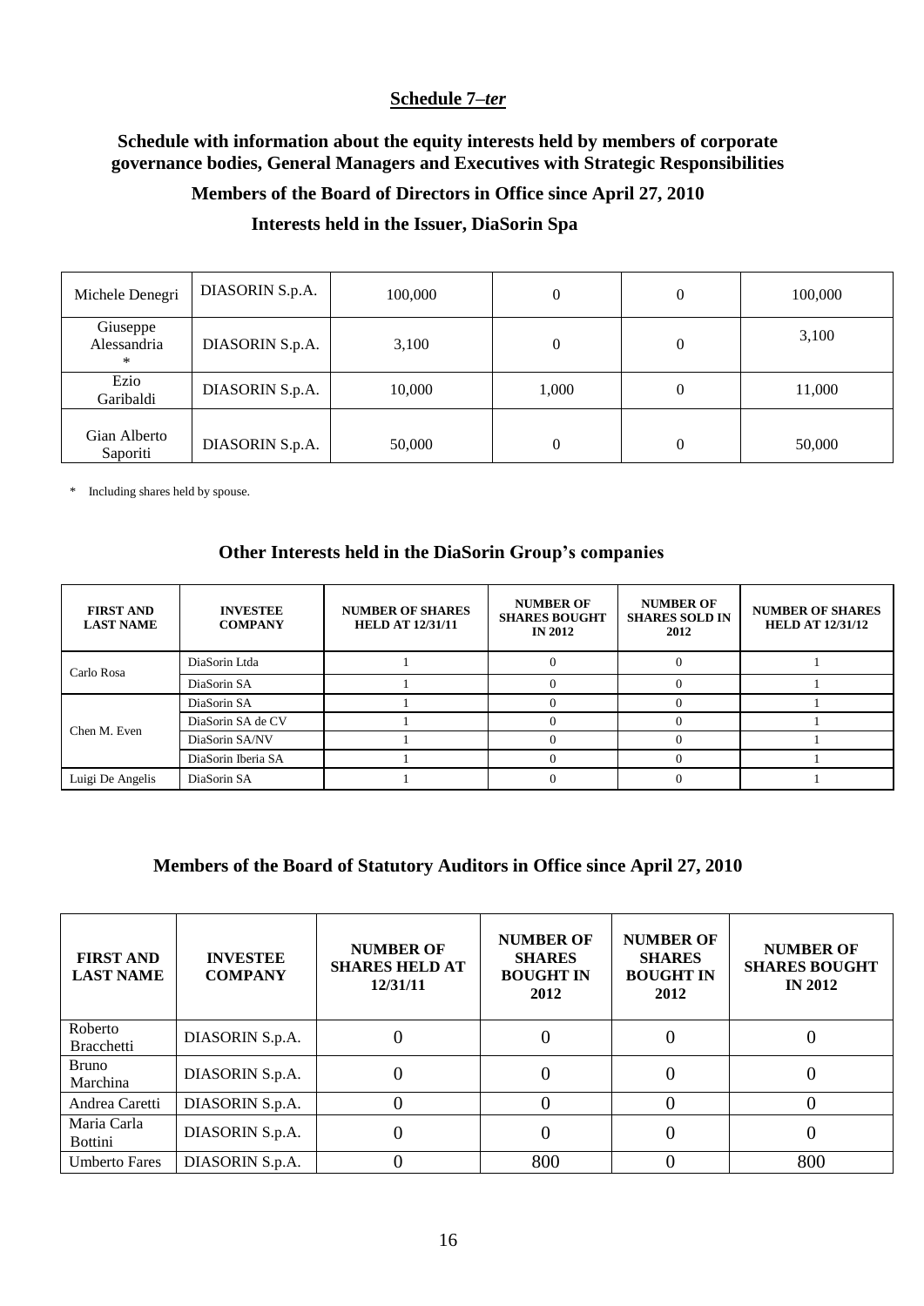**Schedule 7–*ter***

**Schedule with information about the equity interests held by members of corporate governance bodies, General Managers and Executives with Strategic Responsibilities**

**Members of the Board of Directors in Office since April 27, 2010**

**Interests held in the Issuer, DiaSorin Spa**

| | | | | | |
|---|---|---|---|---|---|
| Michele Denegri | DIASORIN S.p.A. | 100,000 | 0 | 0 | 100,000 |
| Giuseppe Alessandria * | DIASORIN S.p.A. | 3,100 | 0 | 0 | 3,100 |
| Ezio Garibaldi | DIASORIN S.p.A. | 10,000 | 1,000 | 0 | 11,000 |
| Gian Alberto Saporiti | DIASORIN S.p.A. | 50,000 | 0 | 0 | 50,000 |

\* Including shares held by spouse.

**Other Interests held in the DiaSorin Group's companies**

| FIRST AND LAST NAME | INVESTEE COMPANY | NUMBER OF SHARES HELD AT 12/31/11 | NUMBER OF SHARES BOUGHT IN 2012 | NUMBER OF SHARES SOLD IN 2012 | NUMBER OF SHARES HELD AT 12/31/12 |
|---|---|---|---|---|---|
| Carlo Rosa | DiaSorin Ltda | 1 | 0 | 0 | 1 |
| | DiaSorin SA | 1 | 0 | 0 | 1 |
| Chen M. Even | DiaSorin SA | 1 | 0 | 0 | 1 |
| | DiaSorin SA de CV | 1 | 0 | 0 | 1 |
| | DiaSorin SA/NV | 1 | 0 | 0 | 1 |
| | DiaSorin Iberia SA | 1 | 0 | 0 | 1 |
| Luigi De Angelis | DiaSorin SA | 1 | 0 | 0 | 1 |

**Members of the Board of Statutory Auditors in Office since April 27, 2010**

| FIRST AND LAST NAME | INVESTEE COMPANY | NUMBER OF SHARES HELD AT 12/31/11 | NUMBER OF SHARES BOUGHT IN 2012 | NUMBER OF SHARES BOUGHT IN 2012 | NUMBER OF SHARES BOUGHT IN 2012 |
|---|---|---|---|---|---|
| Roberto Bracchetti | DIASORIN S.p.A. | 0 | 0 | 0 | 0 |
| Bruno Marchina | DIASORIN S.p.A. | 0 | 0 | 0 | 0 |
| Andrea Caretti | DIASORIN S.p.A. | 0 | 0 | 0 | 0 |
| Maria Carla Bottini | DIASORIN S.p.A. | 0 | 0 | 0 | 0 |
| Umberto Fares | DIASORIN S.p.A. | 0 | 800 | 0 | 800 |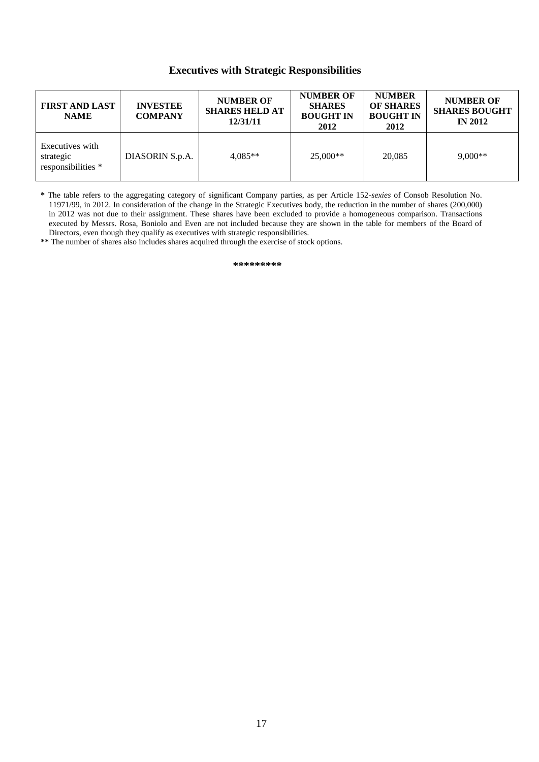## Executives with Strategic Responsibilities

| FIRST AND LAST NAME | INVESTEE COMPANY | NUMBER OF SHARES HELD AT 12/31/11 | NUMBER OF SHARES BOUGHT IN 2012 | NUMBER OF SHARES BOUGHT IN 2012 | NUMBER OF SHARES BOUGHT IN 2012 |
|---|---|---|---|---|---|
| Executives with strategic responsibilities * | DIASORIN S.p.A. | 4,085** | 25,000** | 20,085 | 9,000** |

**\*** The table refers to the aggregating category of significant Company parties, as per Article 152-*sexies* of Consob Resolution No. 11971/99, in 2012. In consideration of the change in the Strategic Executives body, the reduction in the number of shares (200,000) in 2012 was not due to their assignment. These shares have been excluded to provide a homogeneous comparison. Transactions executed by Messrs. Rosa, Boniolo and Even are not included because they are shown in the table for members of the Board of Directors, even though they qualify as executives with strategic responsibilities.

**\*\*** The number of shares also includes shares acquired through the exercise of stock options.

**\*\*\*\*\*\*\*\*\***